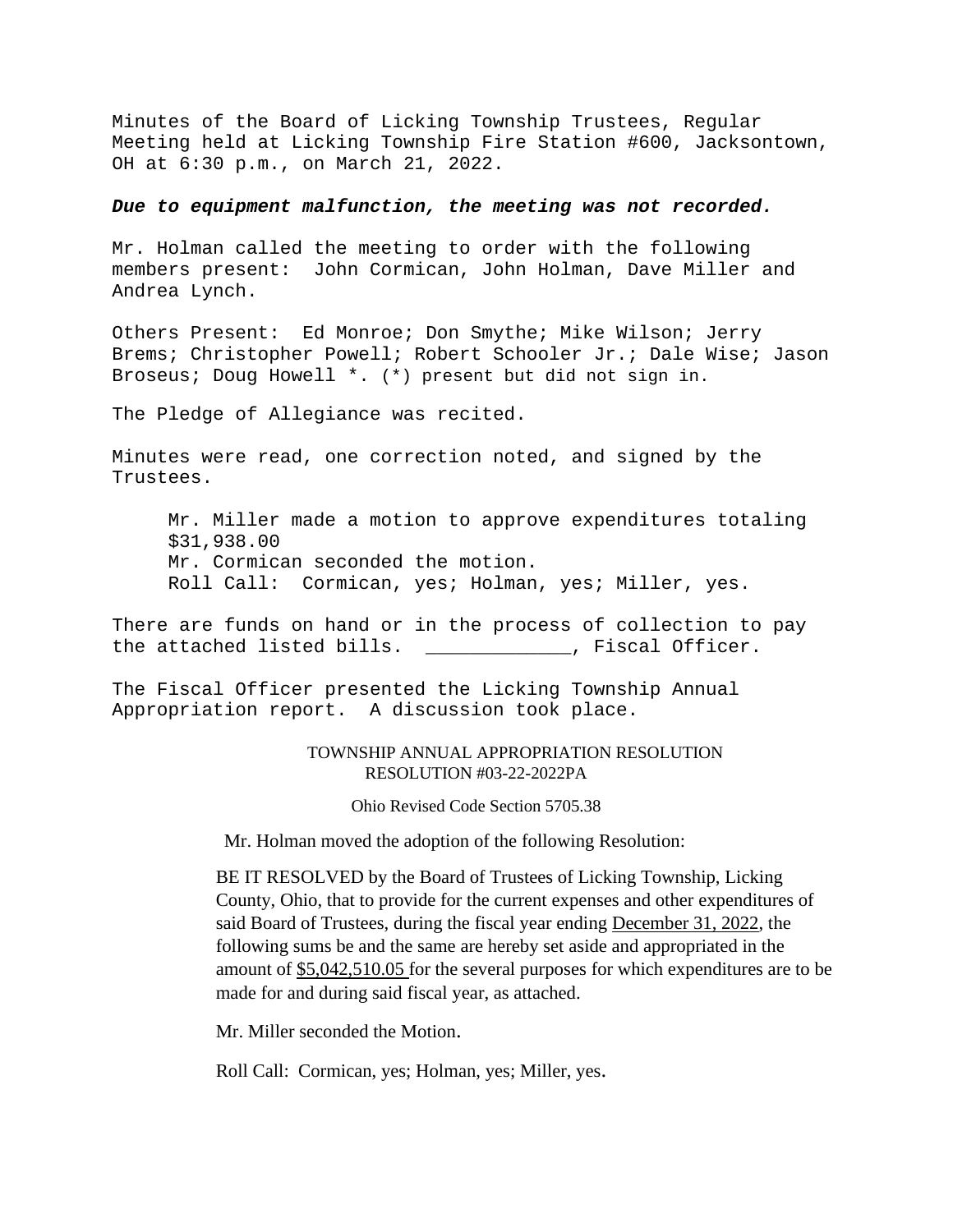Minutes of the Board of Licking Township Trustees, Regular Meeting held at Licking Township Fire Station #600, Jacksontown, OH at 6:30 p.m., on March 21, 2022.

***Due to equipment malfunction, the meeting was not recorded.***

Mr. Holman called the meeting to order with the following members present: John Cormican, John Holman, Dave Miller and Andrea Lynch.

Others Present: Ed Monroe; Don Smythe; Mike Wilson; Jerry Brems; Christopher Powell; Robert Schooler Jr.; Dale Wise; Jason Broseus; Doug Howell *. (*) present but did not sign in.

The Pledge of Allegiance was recited.

Minutes were read, one correction noted, and signed by the Trustees.

> Mr. Miller made a motion to approve expenditures totaling $31,938.00
> Mr. Cormican seconded the motion.
> Roll Call: Cormican, yes; Holman, yes; Miller, yes.

There are funds on hand or in the process of collection to pay the attached listed bills. _____________, Fiscal Officer.

The Fiscal Officer presented the Licking Township Annual Appropriation report. A discussion took place.

TOWNSHIP ANNUAL APPROPRIATION RESOLUTION
RESOLUTION #03-22-2022PA

Ohio Revised Code Section 5705.38

Mr. Holman moved the adoption of the following Resolution:

BE IT RESOLVED by the Board of Trustees of Licking Township, Licking County, Ohio, that to provide for the current expenses and other expenditures of said Board of Trustees, during the fiscal year ending December 31, 2022, the following sums be and the same are hereby set aside and appropriated in the amount of $5,042,510.05 for the several purposes for which expenditures are to be made for and during said fiscal year, as attached.

Mr. Miller seconded the Motion.

Roll Call: Cormican, yes; Holman, yes; Miller, yes.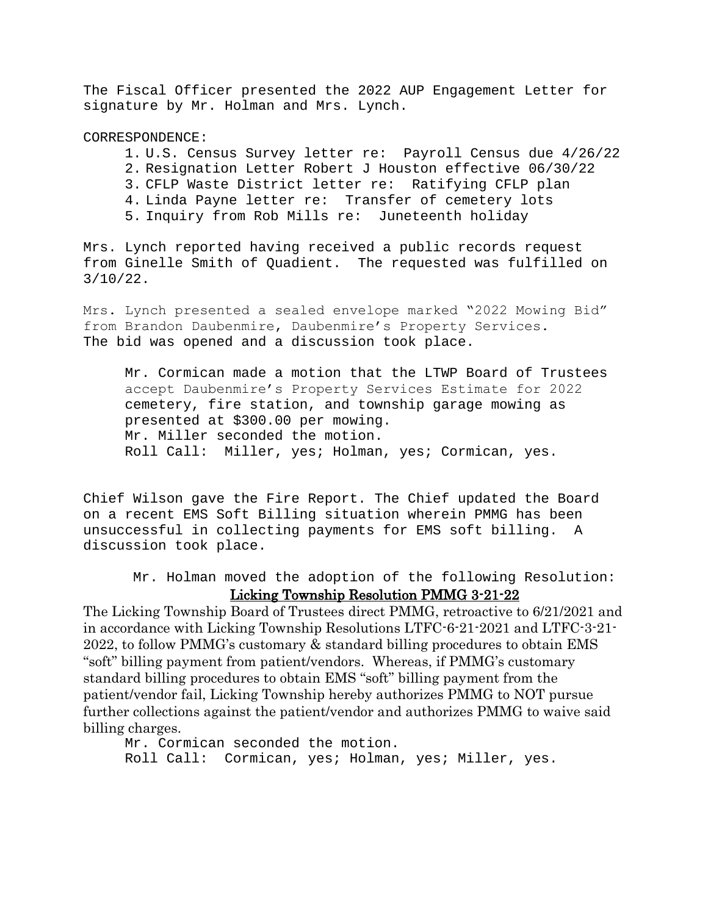The Fiscal Officer presented the 2022 AUP Engagement Letter for signature by Mr. Holman and Mrs. Lynch.

CORRESPONDENCE:

1. U.S. Census Survey letter re: Payroll Census due 4/26/22
2. Resignation Letter Robert J Houston effective 06/30/22
3. CFLP Waste District letter re: Ratifying CFLP plan
4. Linda Payne letter re: Transfer of cemetery lots
5. Inquiry from Rob Mills re: Juneteenth holiday

Mrs. Lynch reported having received a public records request from Ginelle Smith of Quadient. The requested was fulfilled on 3/10/22.

Mrs. Lynch presented a sealed envelope marked "2022 Mowing Bid" from Brandon Daubenmire, Daubenmire's Property Services. The bid was opened and a discussion took place.

> Mr. Cormican made a motion that the LTWP Board of Trustees accept Daubenmire's Property Services Estimate for 2022 cemetery, fire station, and township garage mowing as presented at $300.00 per mowing.
> Mr. Miller seconded the motion.
> Roll Call: Miller, yes; Holman, yes; Cormican, yes.

Chief Wilson gave the Fire Report. The Chief updated the Board on a recent EMS Soft Billing situation wherein PMMG has been unsuccessful in collecting payments for EMS soft billing. A discussion took place.

Mr. Holman moved the adoption of the following Resolution:

## Licking Township Resolution PMMG 3-21-22

The Licking Township Board of Trustees direct PMMG, retroactive to 6/21/2021 and in accordance with Licking Township Resolutions LTFC-6-21-2021 and LTFC-3-21-2022, to follow PMMG's customary & standard billing procedures to obtain EMS "soft" billing payment from patient/vendors. Whereas, if PMMG's customary standard billing procedures to obtain EMS "soft" billing payment from the patient/vendor fail, Licking Township hereby authorizes PMMG to NOT pursue further collections against the patient/vendor and authorizes PMMG to waive said billing charges.

> Mr. Cormican seconded the motion.
> Roll Call: Cormican, yes; Holman, yes; Miller, yes.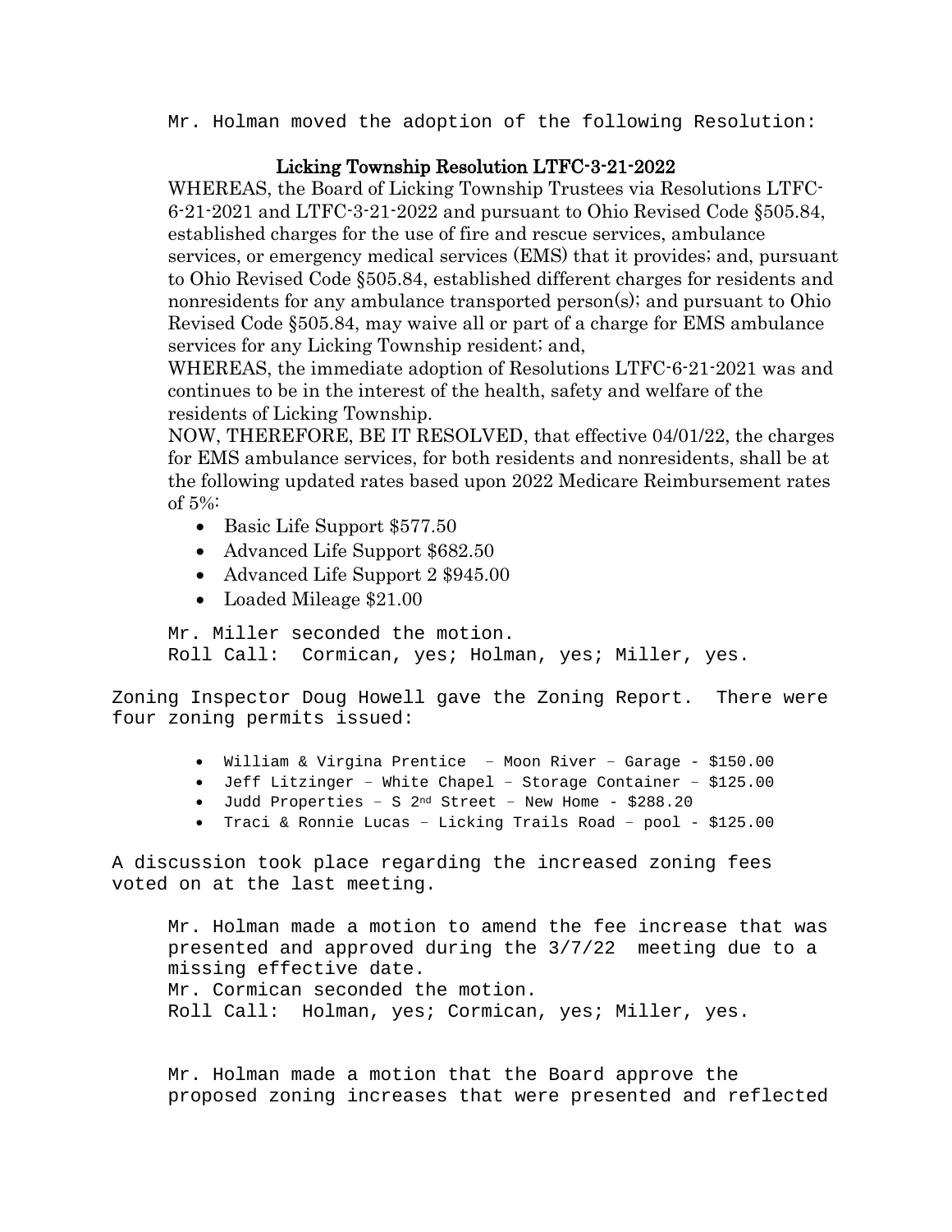Mr. Holman moved the adoption of the following Resolution:

### Licking Township Resolution LTFC-3-21-2022

WHEREAS, the Board of Licking Township Trustees via Resolutions LTFC-6-21-2021 and LTFC-3-21-2022 and pursuant to Ohio Revised Code §505.84, established charges for the use of fire and rescue services, ambulance services, or emergency medical services (EMS) that it provides; and, pursuant to Ohio Revised Code §505.84, established different charges for residents and nonresidents for any ambulance transported person(s); and pursuant to Ohio Revised Code §505.84, may waive all or part of a charge for EMS ambulance services for any Licking Township resident; and,

WHEREAS, the immediate adoption of Resolutions LTFC-6-21-2021 was and continues to be in the interest of the health, safety and welfare of the residents of Licking Township.

NOW, THEREFORE, BE IT RESOLVED, that effective 04/01/22, the charges for EMS ambulance services, for both residents and nonresidents, shall be at the following updated rates based upon 2022 Medicare Reimbursement rates of 5%:

- Basic Life Support $577.50
- Advanced Life Support $682.50
- Advanced Life Support 2 $945.00
- Loaded Mileage $21.00

Mr. Miller seconded the motion.
Roll Call: Cormican, yes; Holman, yes; Miller, yes.

Zoning Inspector Doug Howell gave the Zoning Report. There were four zoning permits issued:

- William & Virgina Prentice – Moon River – Garage - $150.00
- Jeff Litzinger – White Chapel – Storage Container – $125.00
- Judd Properties – S 2nd Street – New Home - $288.20
- Traci & Ronnie Lucas – Licking Trails Road – pool - $125.00

A discussion took place regarding the increased zoning fees voted on at the last meeting.

Mr. Holman made a motion to amend the fee increase that was presented and approved during the 3/7/22 meeting due to a missing effective date.
Mr. Cormican seconded the motion.
Roll Call: Holman, yes; Cormican, yes; Miller, yes.

Mr. Holman made a motion that the Board approve the proposed zoning increases that were presented and reflected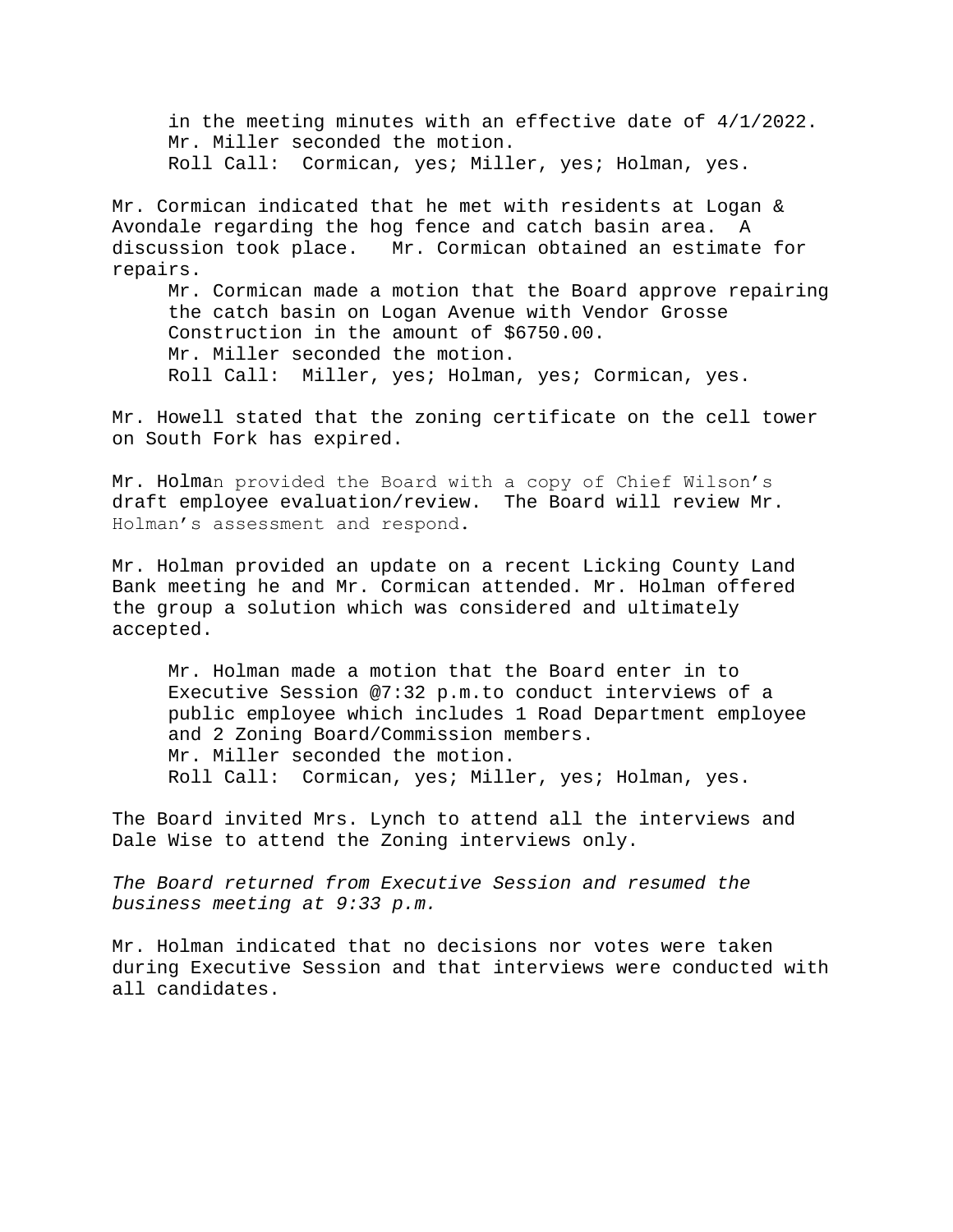in the meeting minutes with an effective date of 4/1/2022.
Mr. Miller seconded the motion.
Roll Call: Cormican, yes; Miller, yes; Holman, yes.

Mr. Cormican indicated that he met with residents at Logan & Avondale regarding the hog fence and catch basin area. A discussion took place. Mr. Cormican obtained an estimate for repairs.

Mr. Cormican made a motion that the Board approve repairing the catch basin on Logan Avenue with Vendor Grosse Construction in the amount of $6750.00.
Mr. Miller seconded the motion.
Roll Call: Miller, yes; Holman, yes; Cormican, yes.

Mr. Howell stated that the zoning certificate on the cell tower on South Fork has expired.

Mr. Holman provided the Board with a copy of Chief Wilson's draft employee evaluation/review. The Board will review Mr. Holman's assessment and respond.

Mr. Holman provided an update on a recent Licking County Land Bank meeting he and Mr. Cormican attended. Mr. Holman offered the group a solution which was considered and ultimately accepted.

Mr. Holman made a motion that the Board enter in to Executive Session @7:32 p.m.to conduct interviews of a public employee which includes 1 Road Department employee and 2 Zoning Board/Commission members.
Mr. Miller seconded the motion.
Roll Call: Cormican, yes; Miller, yes; Holman, yes.

The Board invited Mrs. Lynch to attend all the interviews and Dale Wise to attend the Zoning interviews only.

*The Board returned from Executive Session and resumed the business meeting at 9:33 p.m.*

Mr. Holman indicated that no decisions nor votes were taken during Executive Session and that interviews were conducted with all candidates.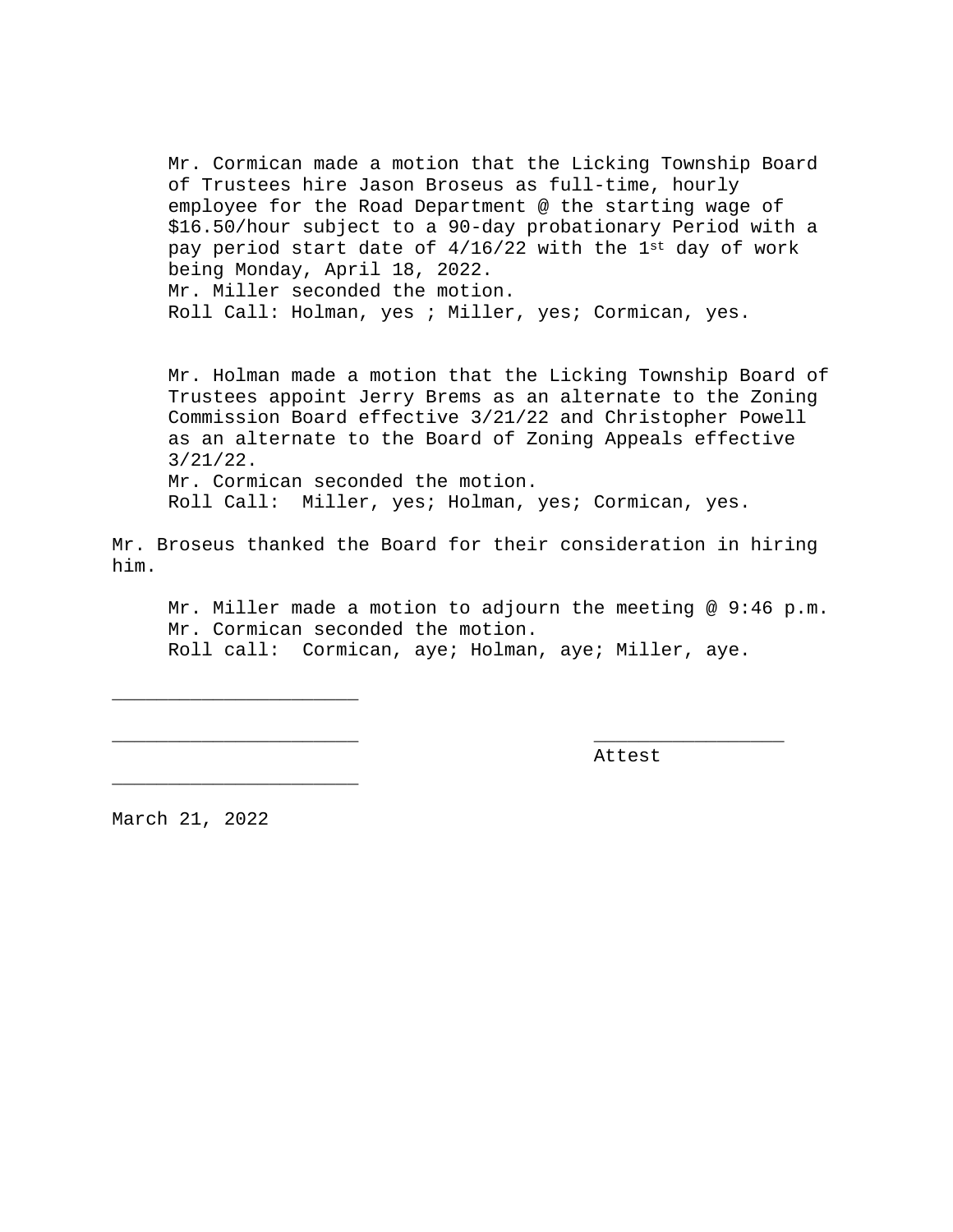Mr. Cormican made a motion that the Licking Township Board of Trustees hire Jason Broseus as full-time, hourly employee for the Road Department @ the starting wage of $16.50/hour subject to a 90-day probationary Period with a pay period start date of 4/16/22 with the 1st day of work being Monday, April 18, 2022.
Mr. Miller seconded the motion.
Roll Call: Holman, yes ; Miller, yes; Cormican, yes.

Mr. Holman made a motion that the Licking Township Board of Trustees appoint Jerry Brems as an alternate to the Zoning Commission Board effective 3/21/22 and Christopher Powell as an alternate to the Board of Zoning Appeals effective 3/21/22.
Mr. Cormican seconded the motion.
Roll Call: Miller, yes; Holman, yes; Cormican, yes.

Mr. Broseus thanked the Board for their consideration in hiring him.

Mr. Miller made a motion to adjourn the meeting @ 9:46 p.m.
Mr. Cormican seconded the motion.
Roll call: Cormican, aye; Holman, aye; Miller, aye.

______________________

______________________ _________________
Attest

______________________

March 21, 2022